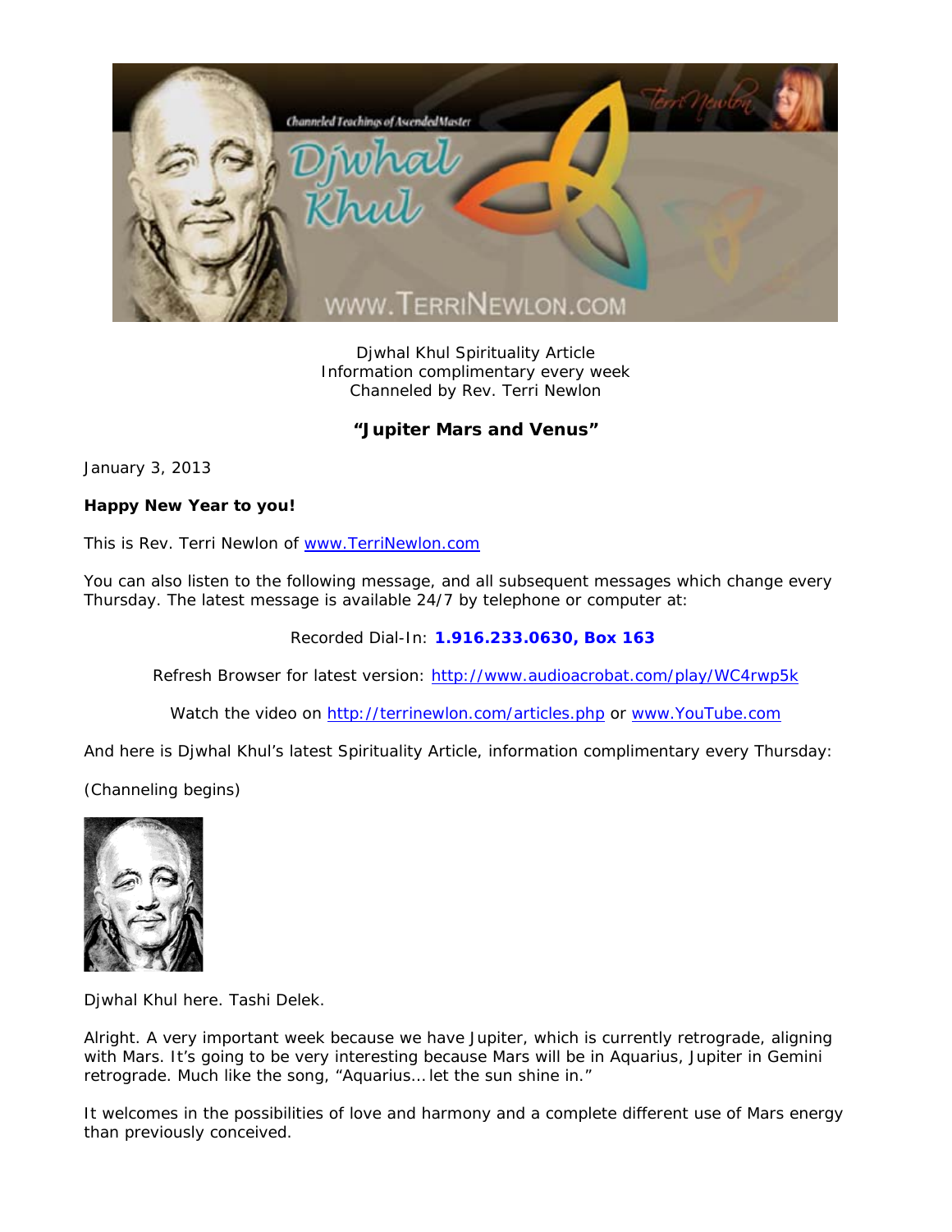Djwhal Khul Spirituality Article
Information complimentary every week
Channeled by Rev. Terri Newlon

**"Jupiter Mars and Venus"**

January 3, 2013

**Happy New Year to you!**

This is Rev. Terri Newlon of www.TerriNewlon.com

You can also listen to the following message, and all subsequent messages which change every Thursday. The latest message is available 24/7 by telephone or computer at:

Recorded Dial-In: **1.916.233.0630, Box 163**

Refresh Browser for latest version: http://www.audioacrobat.com/play/WC4rwp5k

Watch the video on http://terrinewlon.com/articles.php or www.YouTube.com

And here is Djwhal Khul's latest Spirituality Article, information complimentary every Thursday:

(Channeling begins)

Djwhal Khul here. Tashi Delek.

Alright. A very important week because we have Jupiter, which is currently retrograde, aligning with Mars. It's going to be very interesting because Mars will be in Aquarius, Jupiter in Gemini retrograde. Much like the song, "Aquarius… let the sun shine in."

It welcomes in the possibilities of love and harmony and a complete different use of Mars energy than previously conceived.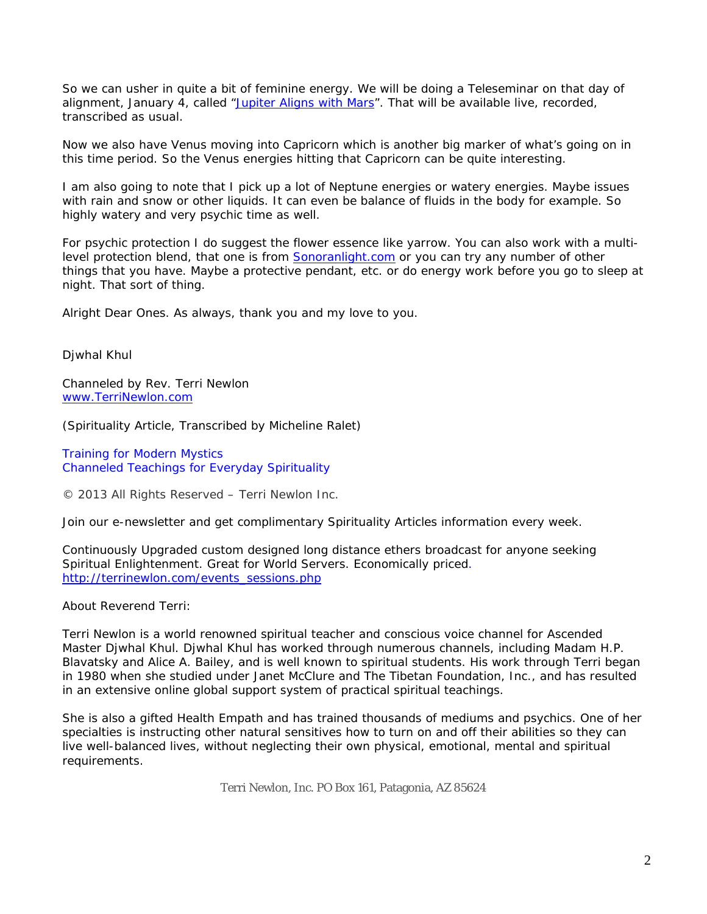So we can usher in quite a bit of feminine energy. We will be doing a Teleseminar on that day of alignment, January 4, called "Jupiter Aligns with Mars". That will be available live, recorded, transcribed as usual.

Now we also have Venus moving into Capricorn which is another big marker of what's going on in this time period. So the Venus energies hitting that Capricorn can be quite interesting.

I am also going to note that I pick up a lot of Neptune energies or watery energies. Maybe issues with rain and snow or other liquids. It can even be balance of fluids in the body for example. So highly watery and very psychic time as well.

For psychic protection I do suggest the flower essence like yarrow. You can also work with a multi-level protection blend, that one is from Sonoranlight.com or you can try any number of other things that you have. Maybe a protective pendant, etc. or do energy work before you go to sleep at night. That sort of thing.

Alright Dear Ones. As always, thank you and my love to you.

Djwhal Khul

Channeled by Rev. Terri Newlon
www.TerriNewlon.com

(Spirituality Article, Transcribed by Micheline Ralet)

Training for Modern Mystics
Channeled Teachings for Everyday Spirituality

© 2013 All Rights Reserved – Terri Newlon Inc.

Join our e-newsletter and get complimentary Spirituality Articles information every week.

Continuously Upgraded custom designed long distance ethers broadcast for anyone seeking Spiritual Enlightenment. Great for World Servers. Economically priced.
http://terrinewlon.com/events_sessions.php

About Reverend Terri:

Terri Newlon is a world renowned spiritual teacher and conscious voice channel for Ascended Master Djwhal Khul. Djwhal Khul has worked through numerous channels, including Madam H.P. Blavatsky and Alice A. Bailey, and is well known to spiritual students. His work through Terri began in 1980 when she studied under Janet McClure and The Tibetan Foundation, Inc., and has resulted in an extensive online global support system of practical spiritual teachings.

She is also a gifted Health Empath and has trained thousands of mediums and psychics. One of her specialties is instructing other natural sensitives how to turn on and off their abilities so they can live well-balanced lives, without neglecting their own physical, emotional, mental and spiritual requirements.

Terri Newlon, Inc. PO Box 161, Patagonia, AZ 85624